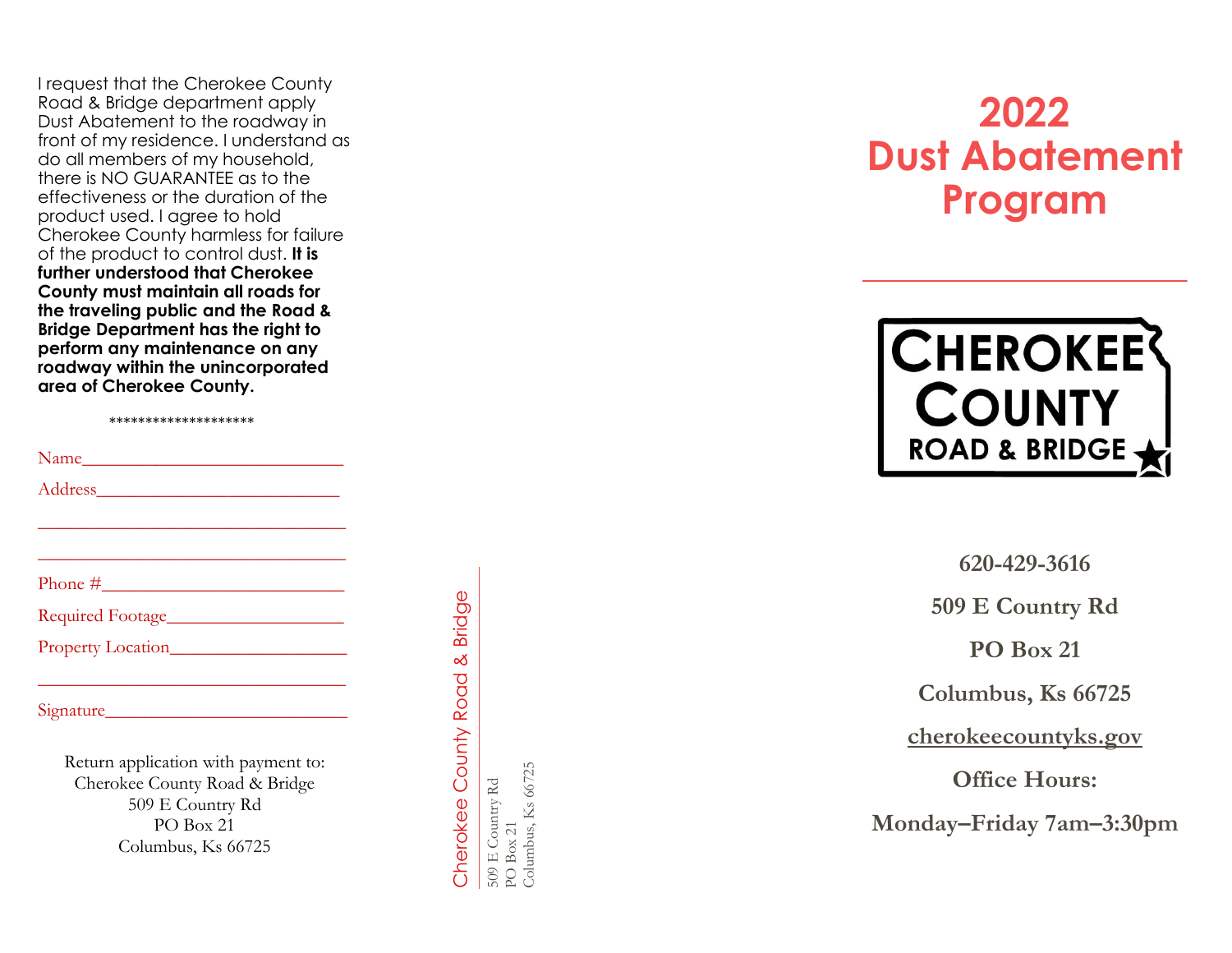I request that the Cherokee County Road & Bridge department apply Dust Abatement to the roadway in front of my residence. I understand as do all members of my household, there is NO GUARANTEE as to the effectiveness or the duration of the product used. I agree to hold Cherokee County harmless for failure of the product to control dust. **It is further understood that Cherokee County must maintain all roads for the traveling public and the Road & Bridge Department has the right to perform any maintenance on any roadway within the unincorporated area of Cherokee County.**

********************

Name_____________________________

Address___________________________

__________________________________

__________________________________

Phone #___________________________

Required Footage___________________

Property Location___________________

__________________________________

Signature__________________________

Return application with payment to:
Cherokee County Road & Bridge
509 E Country Rd
PO Box 21
Columbus, Ks 66725

Cherokee County Road & Bridge
509 E Country Rd
PO Box 21
Columbus, Ks 66725

# 2022 Dust Abatement Program

CHEROKEE COUNTY ROAD & BRIDGE

**620-429-3616**

**509 E Country Rd**

**PO Box 21**

**Columbus, Ks 66725**

**cherokeecountyks.gov**

**Office Hours:**

**Monday–Friday 7am–3:30pm**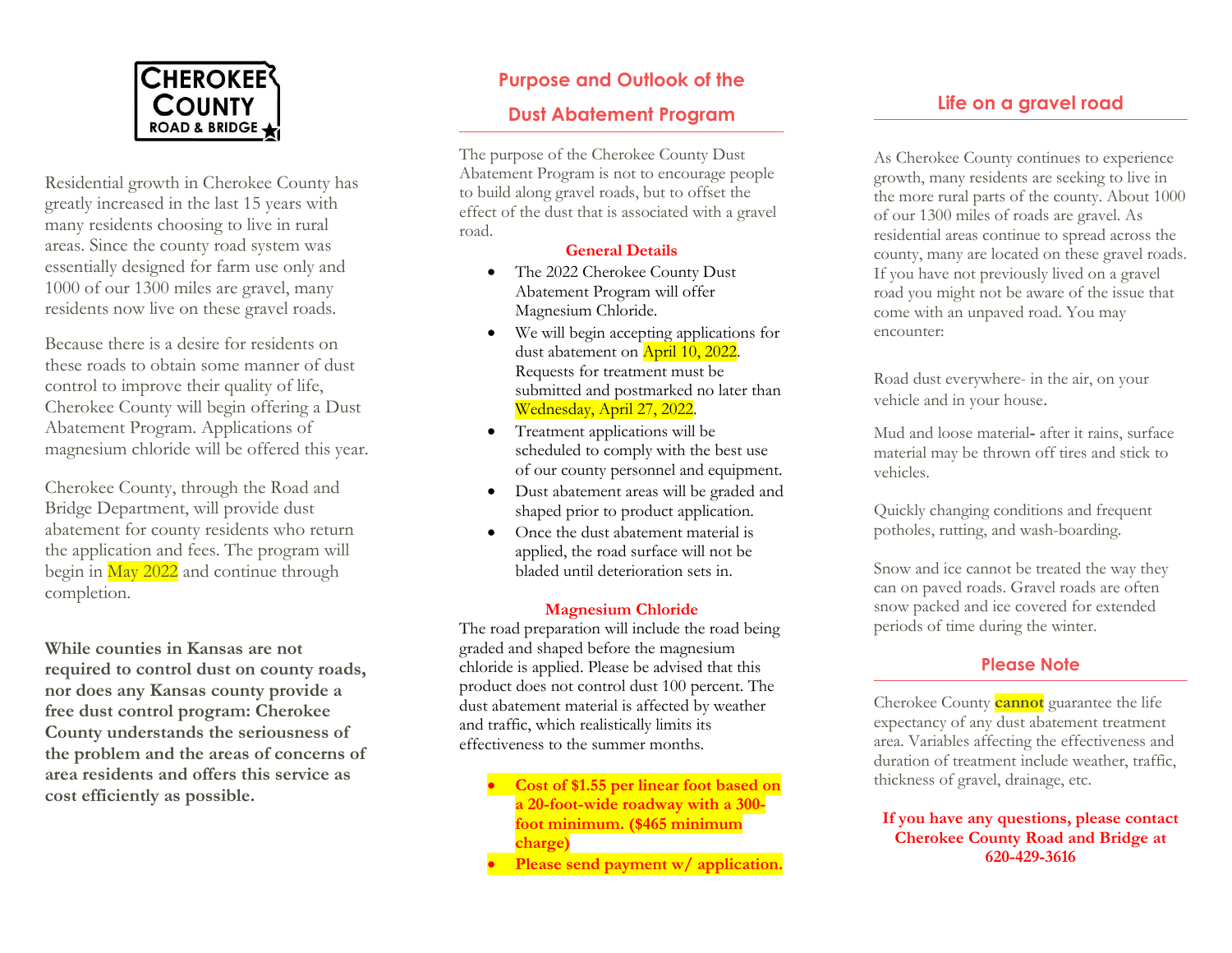CHEROKEE COUNTY ROAD & BRIDGE

Residential growth in Cherokee County has greatly increased in the last 15 years with many residents choosing to live in rural areas. Since the county road system was essentially designed for farm use only and 1000 of our 1300 miles are gravel, many residents now live on these gravel roads.

Because there is a desire for residents on these roads to obtain some manner of dust control to improve their quality of life, Cherokee County will begin offering a Dust Abatement Program. Applications of magnesium chloride will be offered this year.

Cherokee County, through the Road and Bridge Department, will provide dust abatement for county residents who return the application and fees. The program will begin in May 2022 and continue through completion.

**While counties in Kansas are not required to control dust on county roads, nor does any Kansas county provide a free dust control program: Cherokee County understands the seriousness of the problem and the areas of concerns of area residents and offers this service as cost efficiently as possible.**

## Purpose and Outlook of the Dust Abatement Program

The purpose of the Cherokee County Dust Abatement Program is not to encourage people to build along gravel roads, but to offset the effect of the dust that is associated with a gravel road.

### General Details

- The 2022 Cherokee County Dust Abatement Program will offer Magnesium Chloride.
- We will begin accepting applications for dust abatement on April 10, 2022. Requests for treatment must be submitted and postmarked no later than Wednesday, April 27, 2022.
- Treatment applications will be scheduled to comply with the best use of our county personnel and equipment.
- Dust abatement areas will be graded and shaped prior to product application.
- Once the dust abatement material is applied, the road surface will not be bladed until deterioration sets in.

### Magnesium Chloride

The road preparation will include the road being graded and shaped before the magnesium chloride is applied. Please be advised that this product does not control dust 100 percent. The dust abatement material is affected by weather and traffic, which realistically limits its effectiveness to the summer months.

- **Cost of $1.55 per linear foot based on a 20-foot-wide roadway with a 300-foot minimum. ($465 minimum charge)**
- **Please send payment w/ application.**

## Life on a gravel road

As Cherokee County continues to experience growth, many residents are seeking to live in the more rural parts of the county. About 1000 of our 1300 miles of roads are gravel. As residential areas continue to spread across the county, many are located on these gravel roads. If you have not previously lived on a gravel road you might not be aware of the issue that come with an unpaved road. You may encounter:

Road dust everywhere- in the air, on your vehicle and in your house.

Mud and loose material- after it rains, surface material may be thrown off tires and stick to vehicles.

Quickly changing conditions and frequent potholes, rutting, and wash-boarding.

Snow and ice cannot be treated the way they can on paved roads. Gravel roads are often snow packed and ice covered for extended periods of time during the winter.

## Please Note

Cherokee County **cannot** guarantee the life expectancy of any dust abatement treatment area. Variables affecting the effectiveness and duration of treatment include weather, traffic, thickness of gravel, drainage, etc.

**If you have any questions, please contact Cherokee County Road and Bridge at 620-429-3616**